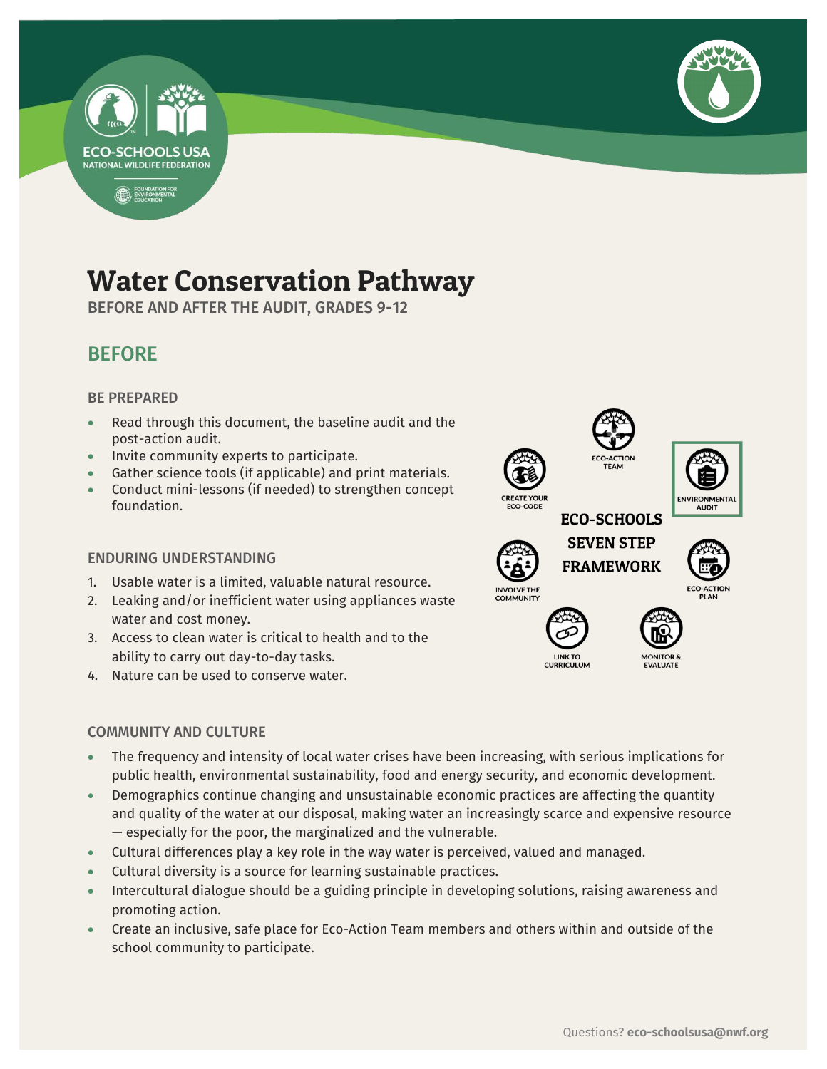# Water Conservation Pathway

BEFORE AND AFTER THE AUDIT, GRADES 9-12

## BEFORE

### BE PREPARED

- Read through this document, the baseline audit and the post-action audit.
- Invite community experts to participate.
- Gather science tools (if applicable) and print materials.
- Conduct mini-lessons (if needed) to strengthen concept foundation.

### ENDURING UNDERSTANDING

1. Usable water is a limited, valuable natural resource.
2. Leaking and/or inefficient water using appliances waste water and cost money.
3. Access to clean water is critical to health and to the ability to carry out day-to-day tasks.
4. Nature can be used to conserve water.

**ECO-SCHOOLS SEVEN STEP FRAMEWORK**

- ECO-ACTION TEAM
- ENVIRONMENTAL AUDIT
- ECO-ACTION PLAN
- MONITOR & EVALUATE
- LINK TO CURRICULUM
- INVOLVE THE COMMUNITY
- CREATE YOUR ECO-CODE

### COMMUNITY AND CULTURE

- The frequency and intensity of local water crises have been increasing, with serious implications for public health, environmental sustainability, food and energy security, and economic development.
- Demographics continue changing and unsustainable economic practices are affecting the quantity and quality of the water at our disposal, making water an increasingly scarce and expensive resource — especially for the poor, the marginalized and the vulnerable.
- Cultural differences play a key role in the way water is perceived, valued and managed.
- Cultural diversity is a source for learning sustainable practices.
- Intercultural dialogue should be a guiding principle in developing solutions, raising awareness and promoting action.
- Create an inclusive, safe place for Eco-Action Team members and others within and outside of the school community to participate.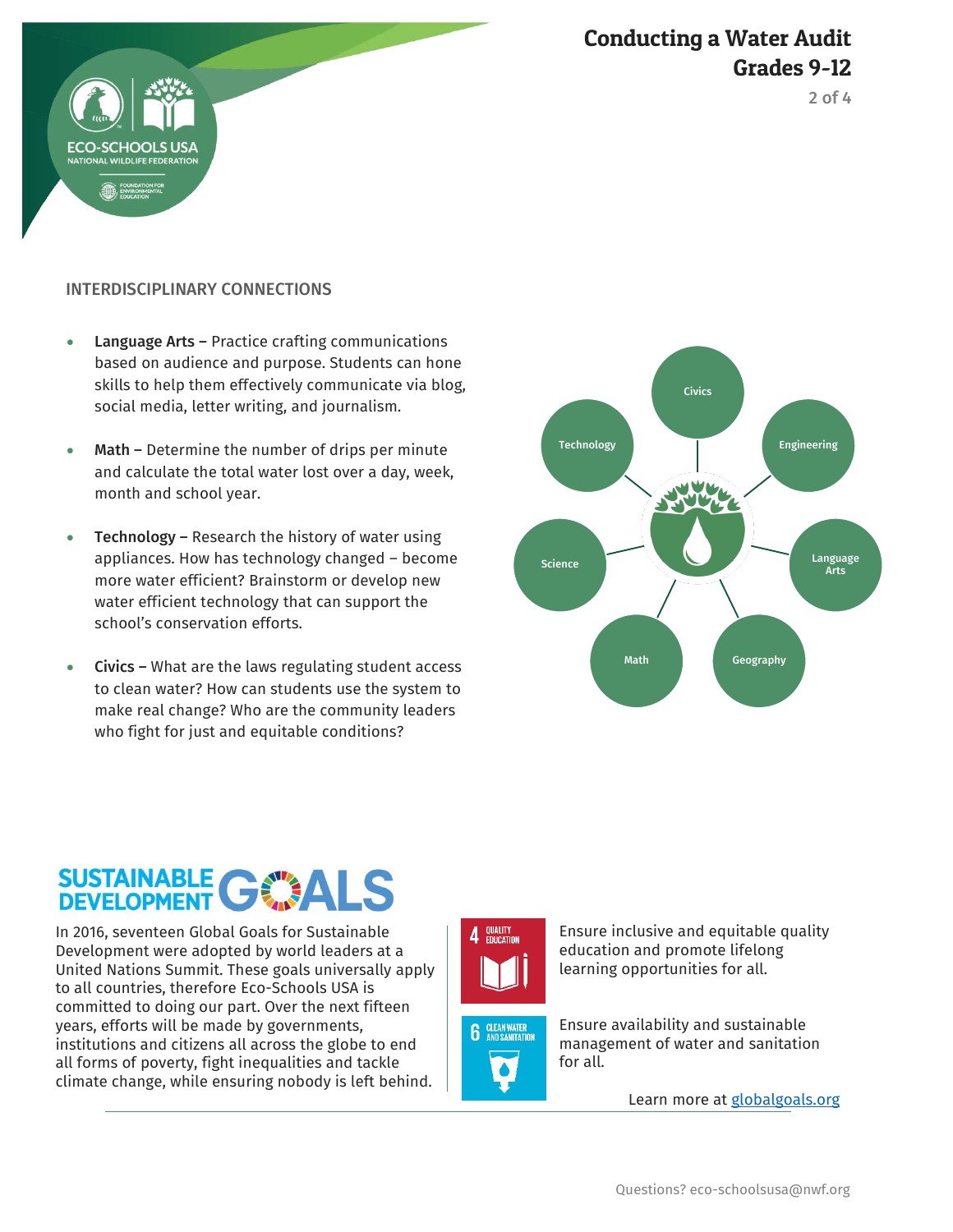## INTERDISCIPLINARY CONNECTIONS

- **Language Arts –** Practice crafting communications based on audience and purpose. Students can hone skills to help them effectively communicate via blog, social media, letter writing, and journalism.
- **Math –** Determine the number of drips per minute and calculate the total water lost over a day, week, month and school year.
- **Technology –** Research the history of water using appliances. How has technology changed – become more water efficient? Brainstorm or develop new water efficient technology that can support the school's conservation efforts.
- **Civics –** What are the laws regulating student access to clean water? How can students use the system to make real change? Who are the community leaders who fight for just and equitable conditions?

Civics
Engineering
Language Arts
Geography
Math
Science
Technology

## SUSTAINABLE DEVELOPMENT GOALS

In 2016, seventeen Global Goals for Sustainable Development were adopted by world leaders at a United Nations Summit. These goals universally apply to all countries, therefore Eco-Schools USA is committed to doing our part. Over the next fifteen years, efforts will be made by governments, institutions and citizens all across the globe to end all forms of poverty, fight inequalities and tackle climate change, while ensuring nobody is left behind.

4 QUALITY EDUCATION

Ensure inclusive and equitable quality education and promote lifelong learning opportunities for all.

6 CLEAN WATER AND SANITATION

Ensure availability and sustainable management of water and sanitation for all.

Learn more at globalgoals.org

Questions? eco-schoolsusa@nwf.org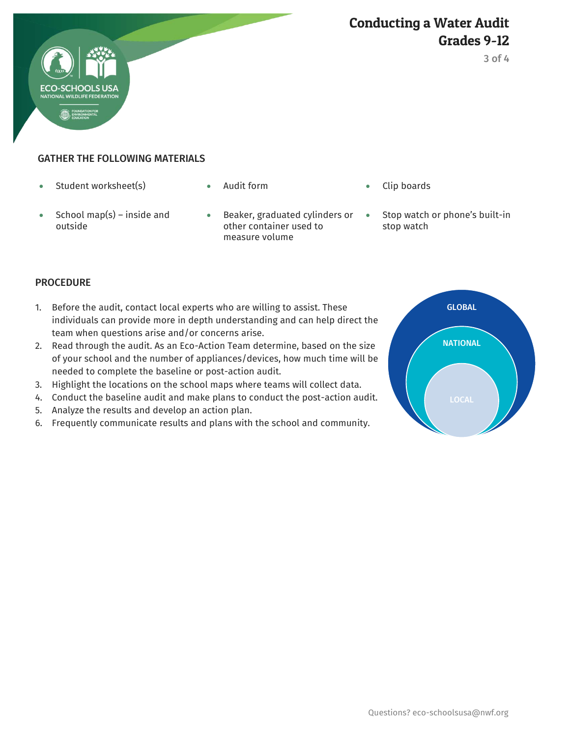## GATHER THE FOLLOWING MATERIALS

- Student worksheet(s)
- Audit form
- Clip boards
- School map(s) – inside and outside
- Beaker, graduated cylinders or other container used to measure volume
- Stop watch or phone's built-in stop watch

## PROCEDURE

1. Before the audit, contact local experts who are willing to assist. These individuals can provide more in depth understanding and can help direct the team when questions arise and/or concerns arise.
2. Read through the audit. As an Eco-Action Team determine, based on the size of your school and the number of appliances/devices, how much time will be needed to complete the baseline or post-action audit.
3. Highlight the locations on the school maps where teams will collect data.
4. Conduct the baseline audit and make plans to conduct the post-action audit.
5. Analyze the results and develop an action plan.
6. Frequently communicate results and plans with the school and community.

GLOBAL

NATIONAL

LOCAL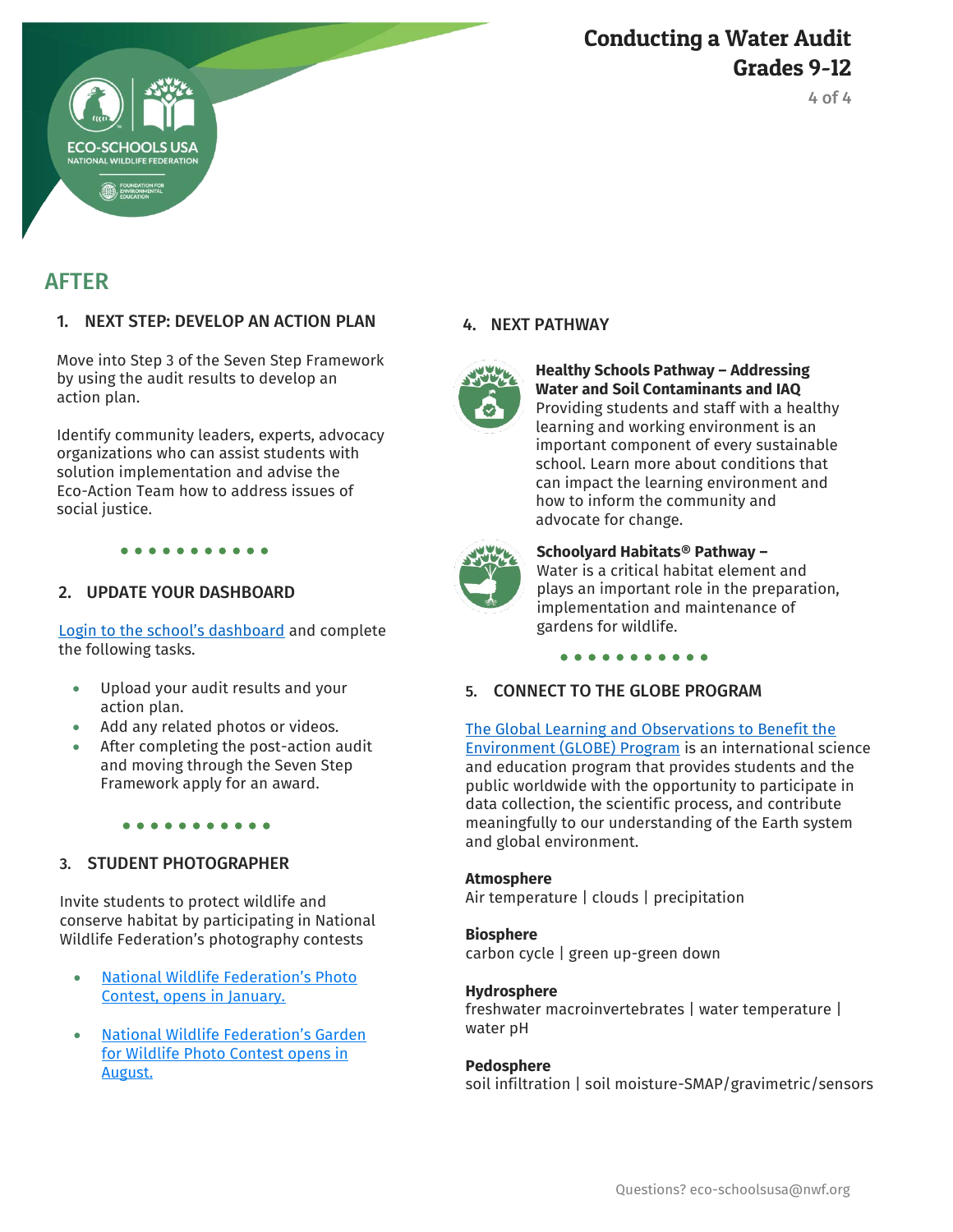# Conducting a Water Audit Grades 9-12

## AFTER

### 1. NEXT STEP: DEVELOP AN ACTION PLAN

Move into Step 3 of the Seven Step Framework by using the audit results to develop an action plan.

Identify community leaders, experts, advocacy organizations who can assist students with solution implementation and advise the Eco-Action Team how to address issues of social justice.

### 2. UPDATE YOUR DASHBOARD

Login to the school's dashboard and complete the following tasks.

- Upload your audit results and your action plan.
- Add any related photos or videos.
- After completing the post-action audit and moving through the Seven Step Framework apply for an award.

### 3. STUDENT PHOTOGRAPHER

Invite students to protect wildlife and conserve habitat by participating in National Wildlife Federation's photography contests

- National Wildlife Federation's Photo Contest, opens in January.
- National Wildlife Federation's Garden for Wildlife Photo Contest opens in August.

### 4. NEXT PATHWAY

**Healthy Schools Pathway – Addressing Water and Soil Contaminants and IAQ**
Providing students and staff with a healthy learning and working environment is an important component of every sustainable school. Learn more about conditions that can impact the learning environment and how to inform the community and advocate for change.

**Schoolyard Habitats® Pathway –**
Water is a critical habitat element and plays an important role in the preparation, implementation and maintenance of gardens for wildlife.

### 5. CONNECT TO THE GLOBE PROGRAM

The Global Learning and Observations to Benefit the Environment (GLOBE) Program is an international science and education program that provides students and the public worldwide with the opportunity to participate in data collection, the scientific process, and contribute meaningfully to our understanding of the Earth system and global environment.

**Atmosphere**
Air temperature | clouds | precipitation

**Biosphere**
carbon cycle | green up-green down

**Hydrosphere**
freshwater macroinvertebrates | water temperature | water pH

**Pedosphere**
soil infiltration | soil moisture-SMAP/gravimetric/sensors

Questions? eco-schoolsusa@nwf.org